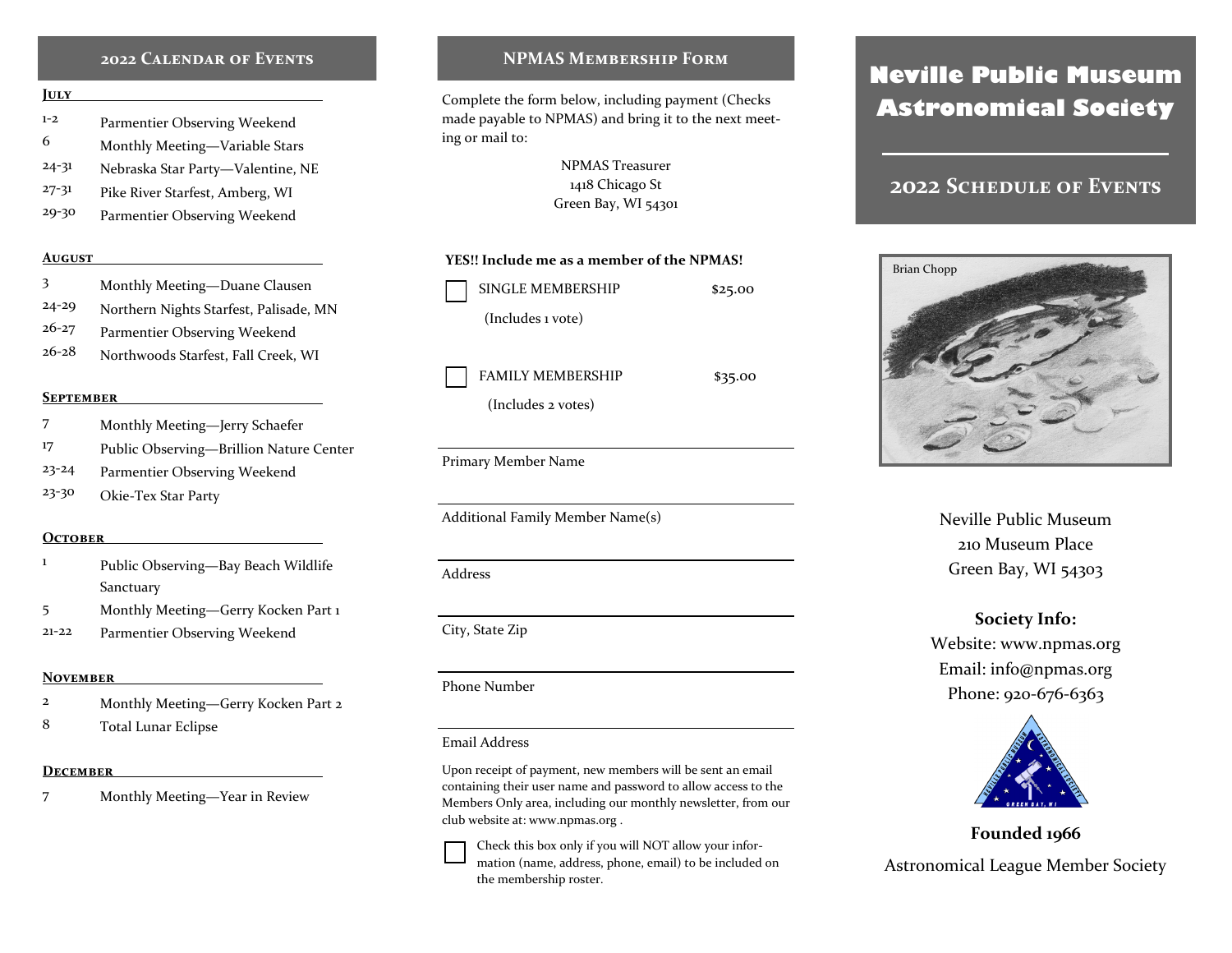## 2022 Calendar of Events

### July

| | |
|---|---|
| 1-2 | Parmentier Observing Weekend |
| 6 | Monthly Meeting—Variable Stars |
| 24-31 | Nebraska Star Party—Valentine, NE |
| 27-31 | Pike River Starfest, Amberg, WI |
| 29-30 | Parmentier Observing Weekend |

### August

| | |
|---|---|
| 3 | Monthly Meeting—Duane Clausen |
| 24-29 | Northern Nights Starfest, Palisade, MN |
| 26-27 | Parmentier Observing Weekend |
| 26-28 | Northwoods Starfest, Fall Creek, WI |

### September

| | |
|---|---|
| 7 | Monthly Meeting—Jerry Schaefer |
| 17 | Public Observing—Brillion Nature Center |
| 23-24 | Parmentier Observing Weekend |
| 23-30 | Okie-Tex Star Party |

### October

| | |
|---|---|
| 1 | Public Observing—Bay Beach Wildlife Sanctuary |
| 5 | Monthly Meeting—Gerry Kocken Part 1 |
| 21-22 | Parmentier Observing Weekend |

### November

| | |
|---|---|
| 2 | Monthly Meeting—Gerry Kocken Part 2 |
| 8 | Total Lunar Eclipse |

### December

| | |
|---|---|
| 7 | Monthly Meeting—Year in Review |

## NPMAS Membership Form

Complete the form below, including payment (Checks made payable to NPMAS) and bring it to the next meeting or mail to:

NPMAS Treasurer
1418 Chicago St
Green Bay, WI 54301

**YES!! Include me as a member of the NPMAS!**

☐ SINGLE MEMBERSHIP $25.00
(Includes 1 vote)

☐ FAMILY MEMBERSHIP $35.00
(Includes 2 votes)

Primary Member Name ____________________

Additional Family Member Name(s) ____________________

Address ____________________

City, State Zip ____________________

Phone Number ____________________

Email Address ____________________

Upon receipt of payment, new members will be sent an email containing their user name and password to allow access to the Members Only area, including our monthly newsletter, from our club website at: www.npmas.org .

☐ Check this box only if you will NOT allow your information (name, address, phone, email) to be included on the membership roster.

# Neville Public Museum Astronomical Society

## 2022 Schedule of Events

Brian Chopp

Neville Public Museum
210 Museum Place
Green Bay, WI 54303

**Society Info:**
Website: www.npmas.org
Email: info@npmas.org
Phone: 920-676-6363

**Founded 1966**

Astronomical League Member Society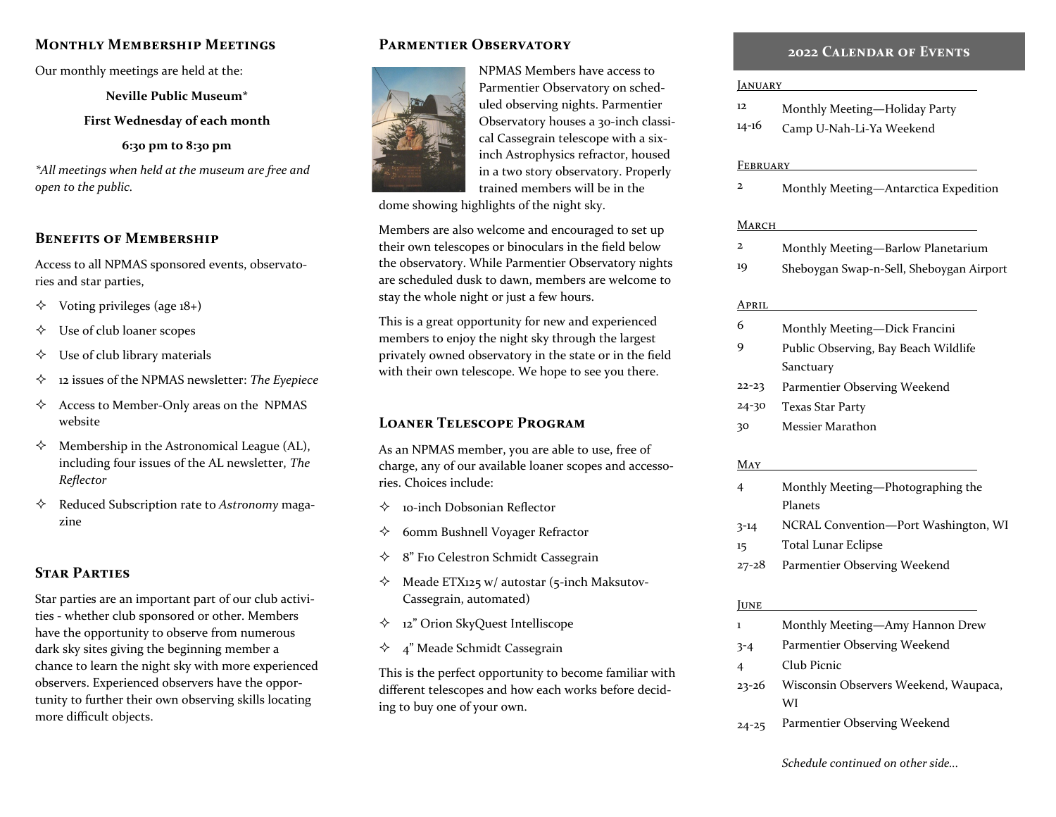## Monthly Membership Meetings

Our monthly meetings are held at the:

**Neville Public Museum***

**First Wednesday of each month**

**6:30 pm to 8:30 pm**

*\*All meetings when held at the museum are free and open to the public.*

## Benefits of Membership

Access to all NPMAS sponsored events, observatories and star parties,

- Voting privileges (age 18+)
- Use of club loaner scopes
- Use of club library materials
- 12 issues of the NPMAS newsletter: *The Eyepiece*
- Access to Member-Only areas on the NPMAS website
- Membership in the Astronomical League (AL), including four issues of the AL newsletter, *The Reflector*
- Reduced Subscription rate to *Astronomy* magazine

## Star Parties

Star parties are an important part of our club activities - whether club sponsored or other. Members have the opportunity to observe from numerous dark sky sites giving the beginning member a chance to learn the night sky with more experienced observers. Experienced observers have the opportunity to further their own observing skills locating more difficult objects.

## Parmentier Observatory

NPMAS Members have access to Parmentier Observatory on scheduled observing nights. Parmentier Observatory houses a 30-inch classical Cassegrain telescope with a six-inch Astrophysics refractor, housed in a two story observatory. Properly trained members will be in the dome showing highlights of the night sky.

Members are also welcome and encouraged to set up their own telescopes or binoculars in the field below the observatory. While Parmentier Observatory nights are scheduled dusk to dawn, members are welcome to stay the whole night or just a few hours.

This is a great opportunity for new and experienced members to enjoy the night sky through the largest privately owned observatory in the state or in the field with their own telescope. We hope to see you there.

## Loaner Telescope Program

As an NPMAS member, you are able to use, free of charge, any of our available loaner scopes and accessories. Choices include:

- 10-inch Dobsonian Reflector
- 60mm Bushnell Voyager Refractor
- 8” F10 Celestron Schmidt Cassegrain
- Meade ETX125 w/ autostar (5-inch Maksutov-Cassegrain, automated)
- 12” Orion SkyQuest Intelliscope
- 4” Meade Schmidt Cassegrain

This is the perfect opportunity to become familiar with different telescopes and how each works before deciding to buy one of your own.

## 2022 Calendar of Events

### January

- 12 Monthly Meeting—Holiday Party
- 14-16 Camp U-Nah-Li-Ya Weekend

### February

- 2 Monthly Meeting—Antarctica Expedition

### March

- 2 Monthly Meeting—Barlow Planetarium
- 19 Sheboygan Swap-n-Sell, Sheboygan Airport

### April

- 6 Monthly Meeting—Dick Francini
- 9 Public Observing, Bay Beach Wildlife Sanctuary
- 22-23 Parmentier Observing Weekend
- 24-30 Texas Star Party
- 30 Messier Marathon

### May

- 4 Monthly Meeting—Photographing the Planets
- 3-14 NCRAL Convention—Port Washington, WI
- 15 Total Lunar Eclipse
- 27-28 Parmentier Observing Weekend

### June

- 1 Monthly Meeting—Amy Hannon Drew
- 3-4 Parmentier Observing Weekend
- 4 Club Picnic
- 23-26 Wisconsin Observers Weekend, Waupaca, WI
- 24-25 Parmentier Observing Weekend

*Schedule continued on other side...*